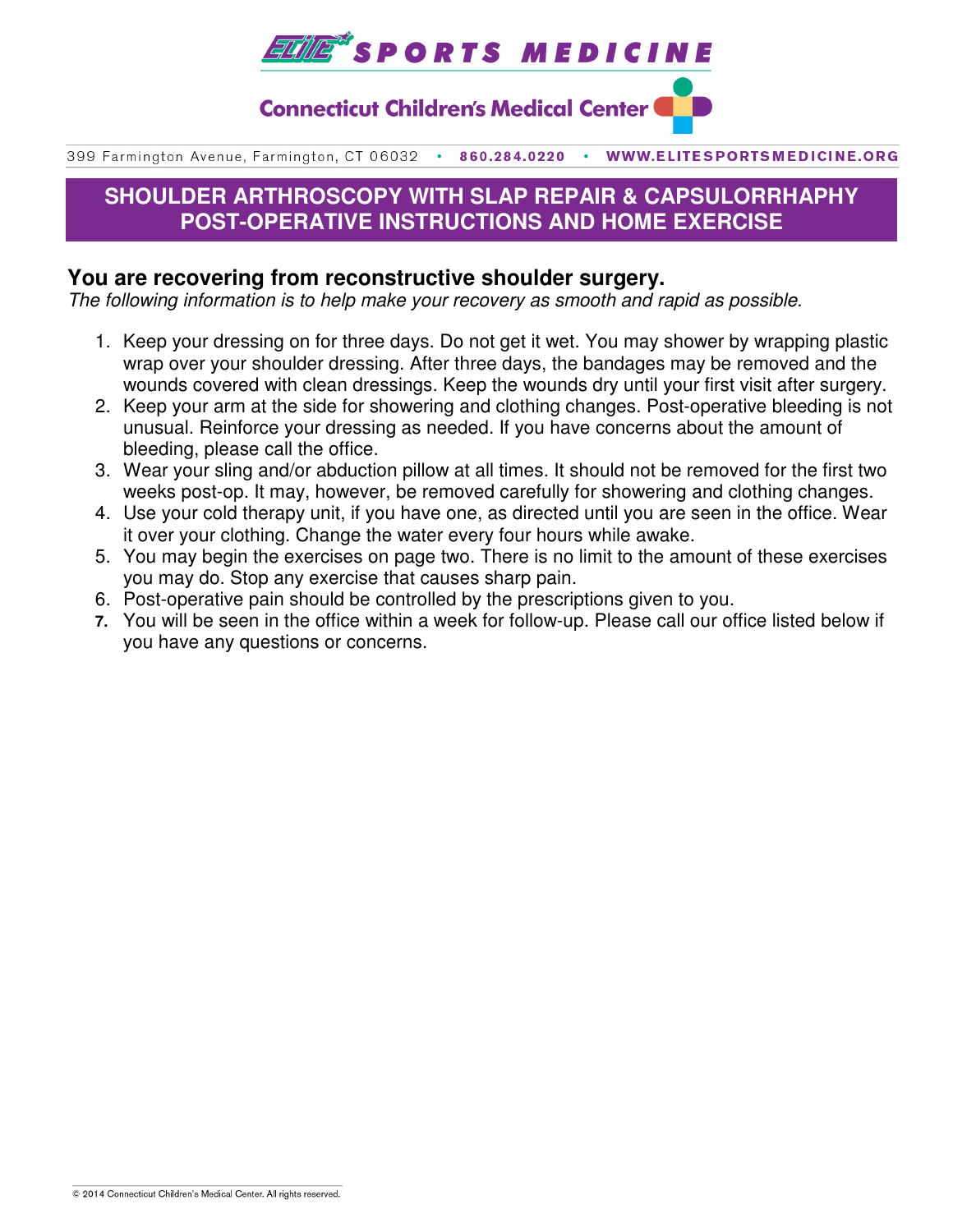ELITE SPORTS MEDICINE

Connecticut Children's Medical Center

399 Farmington Avenue, Farmington, CT 06032 • 860.284.0220 • WWW.ELITESPORTSMEDICINE.ORG

# SHOULDER ARTHROSCOPY WITH SLAP REPAIR & CAPSULORRHAPHY POST-OPERATIVE INSTRUCTIONS AND HOME EXERCISE

## You are recovering from reconstructive shoulder surgery.

*The following information is to help make your recovery as smooth and rapid as possible.*

1. Keep your dressing on for three days. Do not get it wet. You may shower by wrapping plastic wrap over your shoulder dressing. After three days, the bandages may be removed and the wounds covered with clean dressings. Keep the wounds dry until your first visit after surgery.
2. Keep your arm at the side for showering and clothing changes. Post-operative bleeding is not unusual. Reinforce your dressing as needed. If you have concerns about the amount of bleeding, please call the office.
3. Wear your sling and/or abduction pillow at all times. It should not be removed for the first two weeks post-op. It may, however, be removed carefully for showering and clothing changes.
4. Use your cold therapy unit, if you have one, as directed until you are seen in the office. Wear it over your clothing. Change the water every four hours while awake.
5. You may begin the exercises on page two. There is no limit to the amount of these exercises you may do. Stop any exercise that causes sharp pain.
6. Post-operative pain should be controlled by the prescriptions given to you.
7. You will be seen in the office within a week for follow-up. Please call our office listed below if you have any questions or concerns.

© 2014 Connecticut Children's Medical Center. All rights reserved.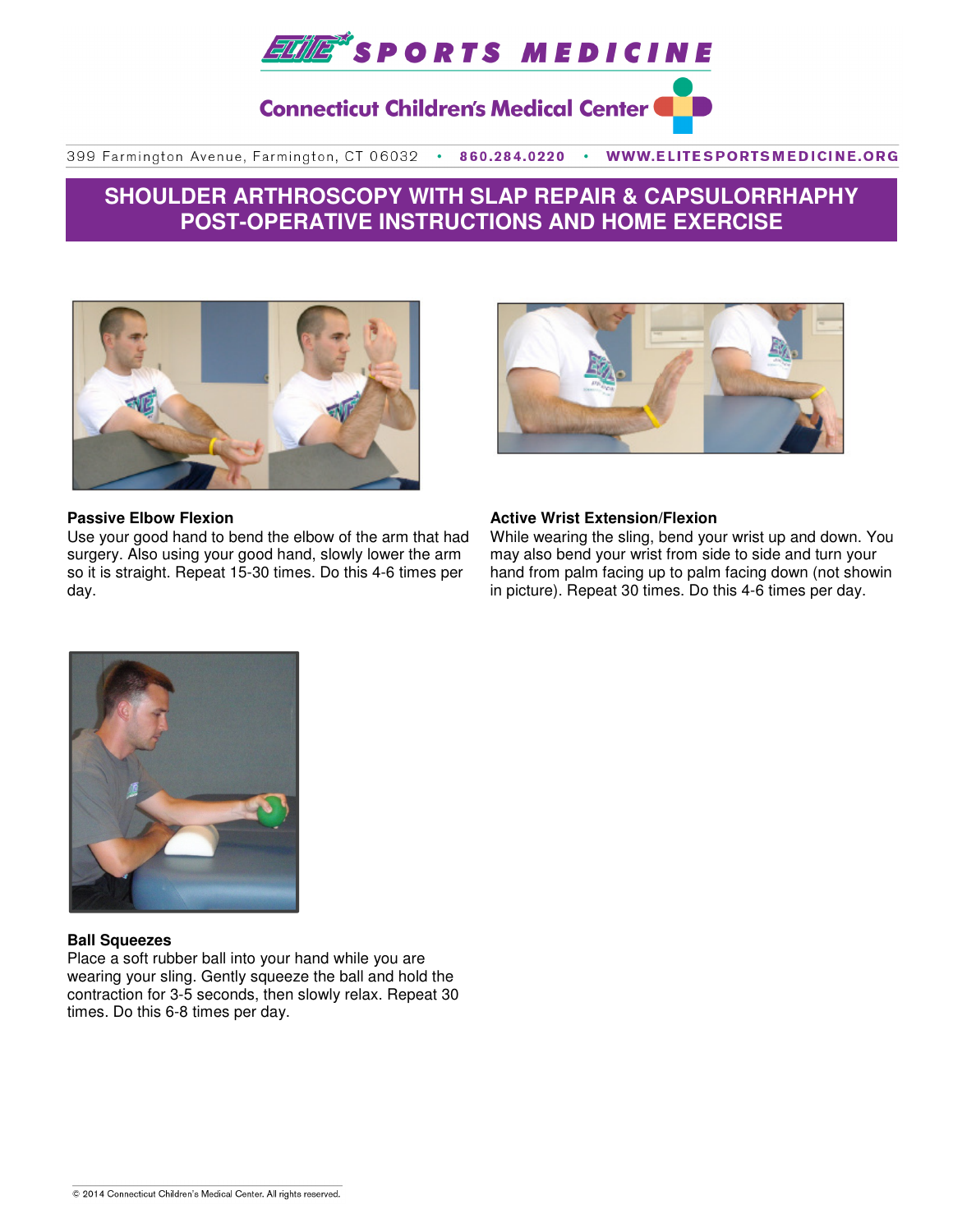# SHOULDER ARTHROSCOPY WITH SLAP REPAIR & CAPSULORRHAPHY POST-OPERATIVE INSTRUCTIONS AND HOME EXERCISE

**Passive Elbow Flexion**
Use your good hand to bend the elbow of the arm that had surgery. Also using your good hand, slowly lower the arm so it is straight. Repeat 15-30 times. Do this 4-6 times per day.

**Active Wrist Extension/Flexion**
While wearing the sling, bend your wrist up and down. You may also bend your wrist from side to side and turn your hand from palm facing up to palm facing down (not showin in picture). Repeat 30 times. Do this 4-6 times per day.

**Ball Squeezes**
Place a soft rubber ball into your hand while you are wearing your sling. Gently squeeze the ball and hold the contraction for 3-5 seconds, then slowly relax. Repeat 30 times. Do this 6-8 times per day.

© 2014 Connecticut Children's Medical Center. All rights reserved.